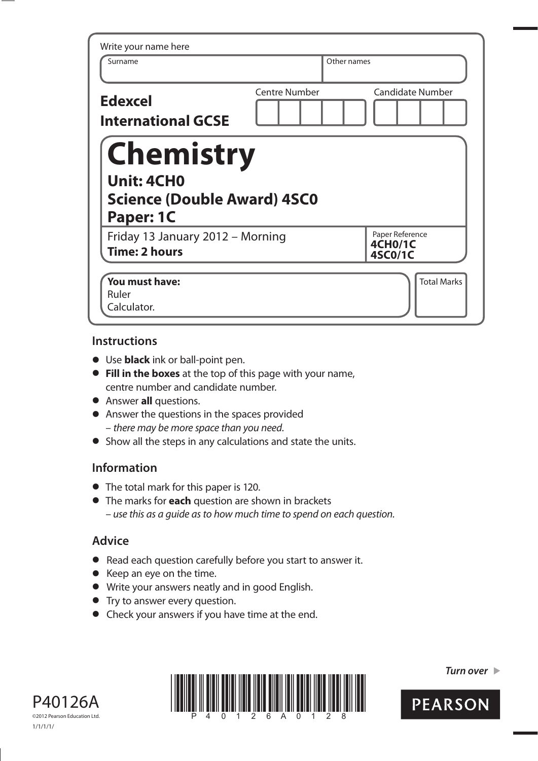Write your name here

| Surname | Other names |
|---|---|
| | |

**Edexcel International GCSE**

| Centre Number | Candidate Number |
|---|---|
| | |

# Chemistry

## Unit: 4CH0
## Science (Double Award) 4SC0
## Paper: 1C

Friday 13 January 2012 – Morning
**Time: 2 hours**

Paper Reference
**4CH0/1C**
**4SC0/1C**

**You must have:**
Ruler
Calculator.

Total Marks

## Instructions

- Use **black** ink or ball-point pen.
- **Fill in the boxes** at the top of this page with your name, centre number and candidate number.
- Answer **all** questions.
- Answer the questions in the spaces provided
  – *there may be more space than you need.*
- Show all the steps in any calculations and state the units.

## Information

- The total mark for this paper is 120.
- The marks for **each** question are shown in brackets
  – *use this as a guide as to how much time to spend on each question.*

## Advice

- Read each question carefully before you start to answer it.
- Keep an eye on the time.
- Write your answers neatly and in good English.
- Try to answer every question.
- Check your answers if you have time at the end.

P40126A

©2012 Pearson Education Ltd.

1/1/1/1/

***Turn over***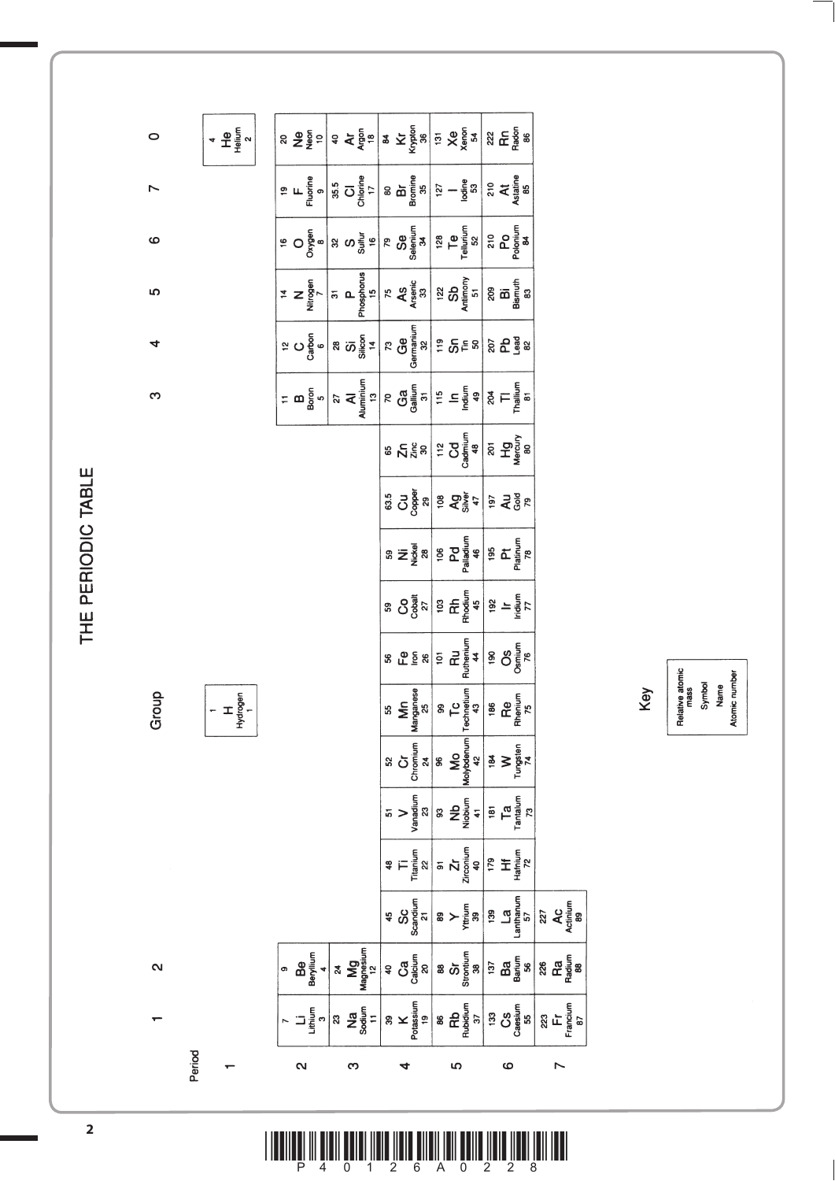# THE PERIODIC TABLE

| Period | Group 1 | 2 | | | | | | | | | | | 3 | 4 | 5 | 6 | 7 | 0 |
|---|---|---|---|---|---|---|---|---|---|---|---|---|---|---|---|---|---|---|
| 1 | | | | | | | 1 H Hydrogen 1 | | | | | | | | | | | 4 He Helium 2 |
| 2 | 7 Li Lithium 3 | 9 Be Beryllium 4 | | | | | | | | | | | 11 B Boron 5 | 12 C Carbon 6 | 14 N Nitrogen 7 | 16 O Oxygen 8 | 19 F Fluorine 9 | 20 Ne Neon 10 |
| 3 | 23 Na Sodium 11 | 24 Mg Magnesium 12 | | | | | | | | | | | 27 Al Aluminium 13 | 28 Si Silicon 14 | 31 P Phosphorus 15 | 32 S Sulfur 16 | 35.5 Cl Chlorine 17 | 40 Ar Argon 18 |
| 4 | 39 K Potassium 19 | 40 Ca Calcium 20 | 45 Sc Scandium 21 | 48 Ti Titanium 22 | 51 V Vanadium 23 | 52 Cr Chromium 24 | 55 Mn Manganese 25 | 56 Fe Iron 26 | 59 Co Cobalt 27 | 59 Ni Nickel 28 | 63.5 Cu Copper 29 | 65 Zn Zinc 30 | 70 Ga Gallium 31 | 73 Ge Germanium 32 | 75 As Arsenic 33 | 79 Se Selenium 34 | 80 Br Bromine 35 | 84 Kr Krypton 36 |
| 5 | 86 Rb Rubidium 37 | 88 Sr Strontium 38 | 89 Y Yttrium 39 | 91 Zr Zirconium 40 | 93 Nb Niobium 41 | 96 Mo Molybdenum 42 | 99 Tc Technetium 43 | 101 Ru Ruthenium 44 | 103 Rh Rhodium 45 | 106 Pd Palladium 46 | 108 Ag Silver 47 | 112 Cd Cadmium 48 | 115 In Indium 49 | 119 Sn Tin 50 | 122 Sb Antimony 51 | 128 Te Tellurium 52 | 127 I Iodine 53 | 131 Xe Xenon 54 |
| 6 | 133 Cs Caesium 55 | 137 Ba Barium 56 | 139 La Lanthanum 57 | 179 Hf Hafnium 72 | 181 Ta Tantalum 73 | 184 W Tungsten 74 | 186 Re Rhenium 75 | 190 Os Osmium 76 | 192 Ir Iridium 77 | 195 Pt Platinum 78 | 197 Au Gold 79 | 201 Hg Mercury 80 | 204 Tl Thallium 81 | 207 Pb Lead 82 | 209 Bi Bismuth 83 | 210 Po Polonium 84 | 210 At Astatine 85 | 222 Rn Radon 86 |
| 7 | 223 Fr Francium 87 | 226 Ra Radium 88 | 227 Ac Actinium 89 | | | | | | | | | | | | | | | |

**Key**

| Relative atomic mass |
|---|
| Symbol |
| Name |
| Atomic number |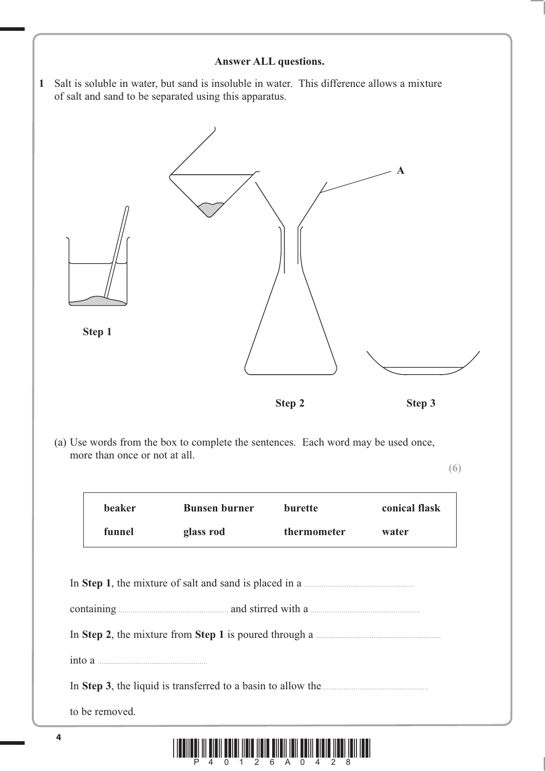**Answer ALL questions.**

**1** Salt is soluble in water, but sand is insoluble in water. This difference allows a mixture of salt and sand to be separated using this apparatus.

A

**Step 1**

**Step 2**

**Step 3**

(a) Use words from the box to complete the sentences. Each word may be used once, more than once or not at all.

**(6)**

| **beaker** | **Bunsen burner** | **burette** | **conical flask** |
|---|---|---|---|
| **funnel** | **glass rod** | **thermometer** | **water** |

In **Step 1**, the mixture of salt and sand is placed in a ..........................................................

containing .......................................................... and stirred with a ..........................................................

In **Step 2**, the mixture from **Step 1** is poured through a ..........................................................

into a ..........................................................

In **Step 3**, the liquid is transferred to a basin to allow the..........................................................

to be removed.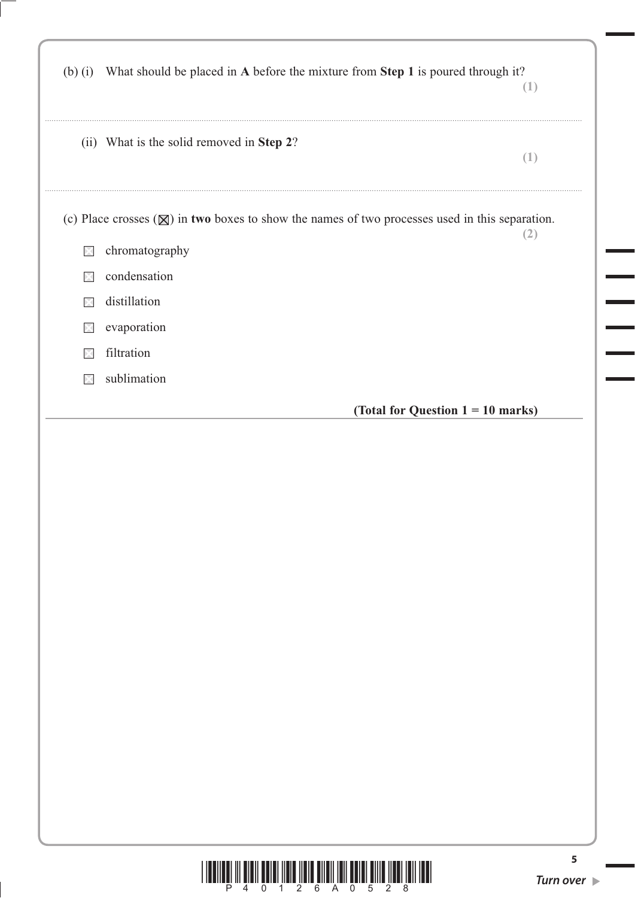(b) (i) What should be placed in **A** before the mixture from **Step 1** is poured through it?
**(1)**

..............................................................................................................................................................................................................

(ii) What is the solid removed in **Step 2**?
**(1)**

..............................................................................................................................................................................................................

(c) Place crosses (☒) in **two** boxes to show the names of two processes used in this separation.
**(2)**

☐ chromatography

☐ condensation

☐ distillation

☐ evaporation

☐ filtration

☐ sublimation

**(Total for Question 1 = 10 marks)**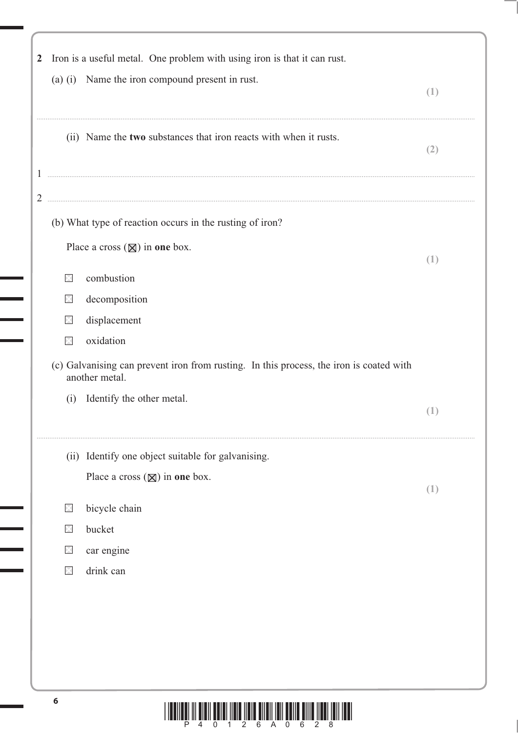**2** Iron is a useful metal. One problem with using iron is that it can rust.

(a) (i) Name the iron compound present in rust.

**(1)**

..............................................................................................................................................

(ii) Name the **two** substances that iron reacts with when it rusts.

**(2)**

1 ..............................................................................................................................................

2 ..............................................................................................................................................

(b) What type of reaction occurs in the rusting of iron?

Place a cross (☒) in **one** box.

**(1)**

- ☐ combustion
- ☐ decomposition
- ☐ displacement
- ☐ oxidation

(c) Galvanising can prevent iron from rusting. In this process, the iron is coated with another metal.

(i) Identify the other metal.

**(1)**

..............................................................................................................................................

(ii) Identify one object suitable for galvanising.

Place a cross (☒) in **one** box.

**(1)**

- ☐ bicycle chain
- ☐ bucket
- ☐ car engine
- ☐ drink can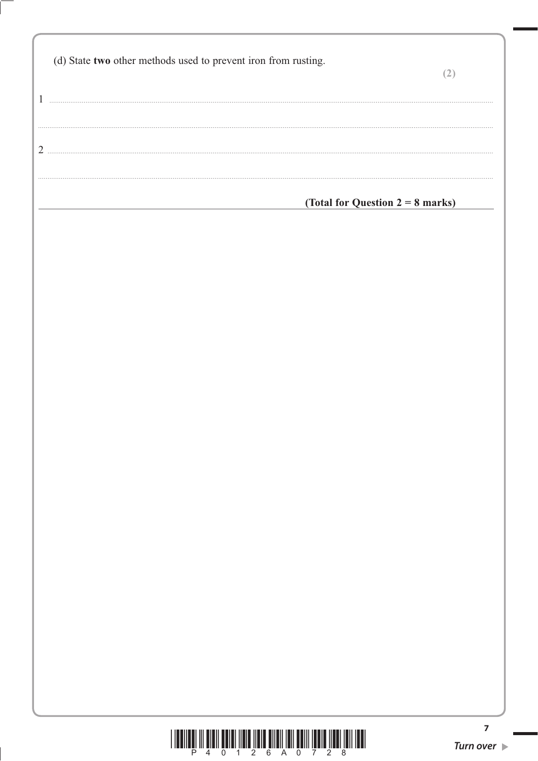(d) State **two** other methods used to prevent iron from rusting.

**(2)**

1 ..............................................................................................................................................

..............................................................................................................................................

2 ..............................................................................................................................................

..............................................................................................................................................

**(Total for Question 2 = 8 marks)**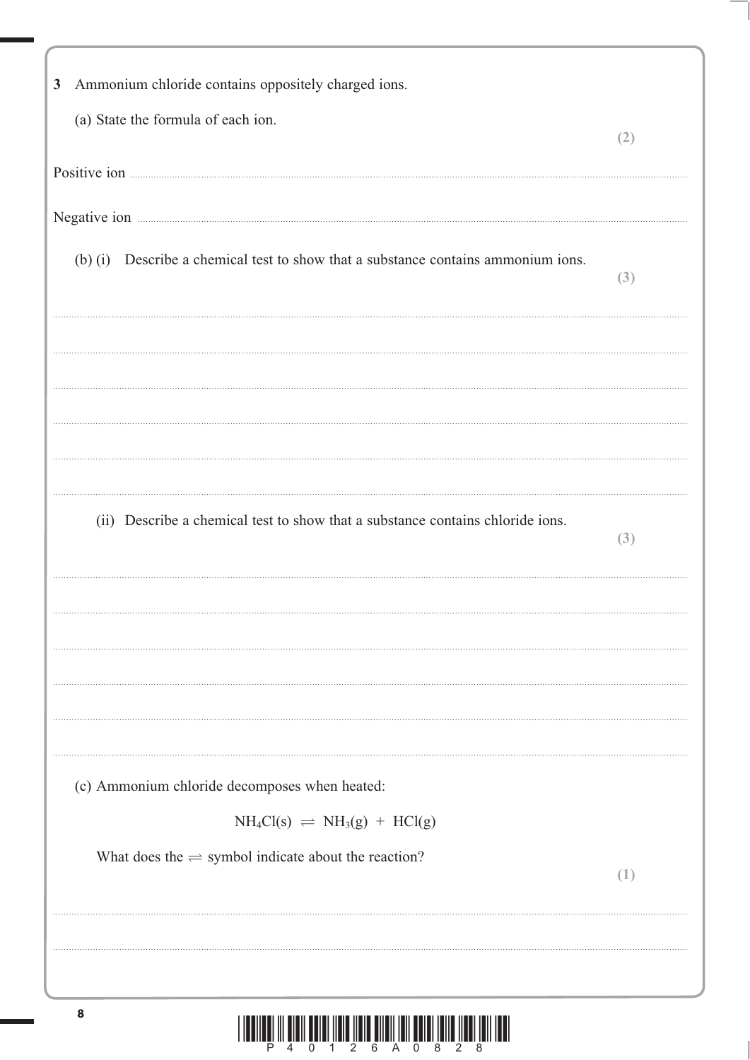**3** Ammonium chloride contains oppositely charged ions.

(a) State the formula of each ion.

**(2)**

Positive ion ..................................................................................................................................

Negative ion ..................................................................................................................................

(b) (i) Describe a chemical test to show that a substance contains ammonium ions.

**(3)**

..................................................................................................................................

..................................................................................................................................

..................................................................................................................................

..................................................................................................................................

..................................................................................................................................

(ii) Describe a chemical test to show that a substance contains chloride ions.

**(3)**

..................................................................................................................................

..................................................................................................................................

..................................................................................................................................

..................................................................................................................................

..................................................................................................................................

(c) Ammonium chloride decomposes when heated:

$$NH_4Cl(s) \rightleftharpoons NH_3(g) + HCl(g)$$

What does the $\rightleftharpoons$ symbol indicate about the reaction?

**(1)**

..................................................................................................................................

..................................................................................................................................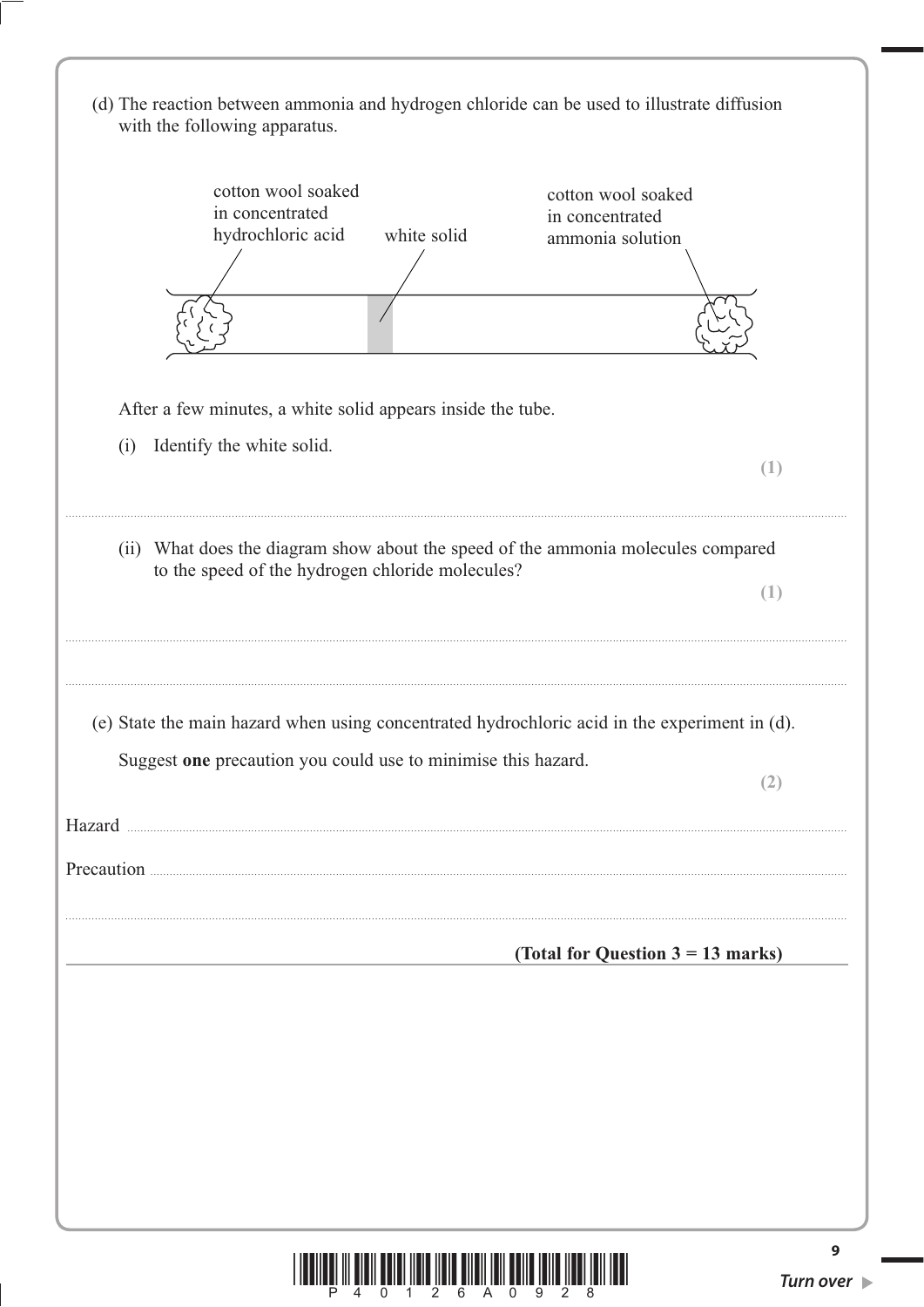(d) The reaction between ammonia and hydrogen chloride can be used to illustrate diffusion with the following apparatus.

cotton wool soaked in concentrated hydrochloric acid

white solid

cotton wool soaked in concentrated ammonia solution

After a few minutes, a white solid appears inside the tube.

(i) Identify the white solid. **(1)**

.......................................................................................................................................................................................

(ii) What does the diagram show about the speed of the ammonia molecules compared to the speed of the hydrogen chloride molecules? **(1)**

.......................................................................................................................................................................................

.......................................................................................................................................................................................

(e) State the main hazard when using concentrated hydrochloric acid in the experiment in (d).

Suggest **one** precaution you could use to minimise this hazard. **(2)**

Hazard .......................................................................................................................................................................

Precaution ..................................................................................................................................................................

.......................................................................................................................................................................................

**(Total for Question 3 = 13 marks)**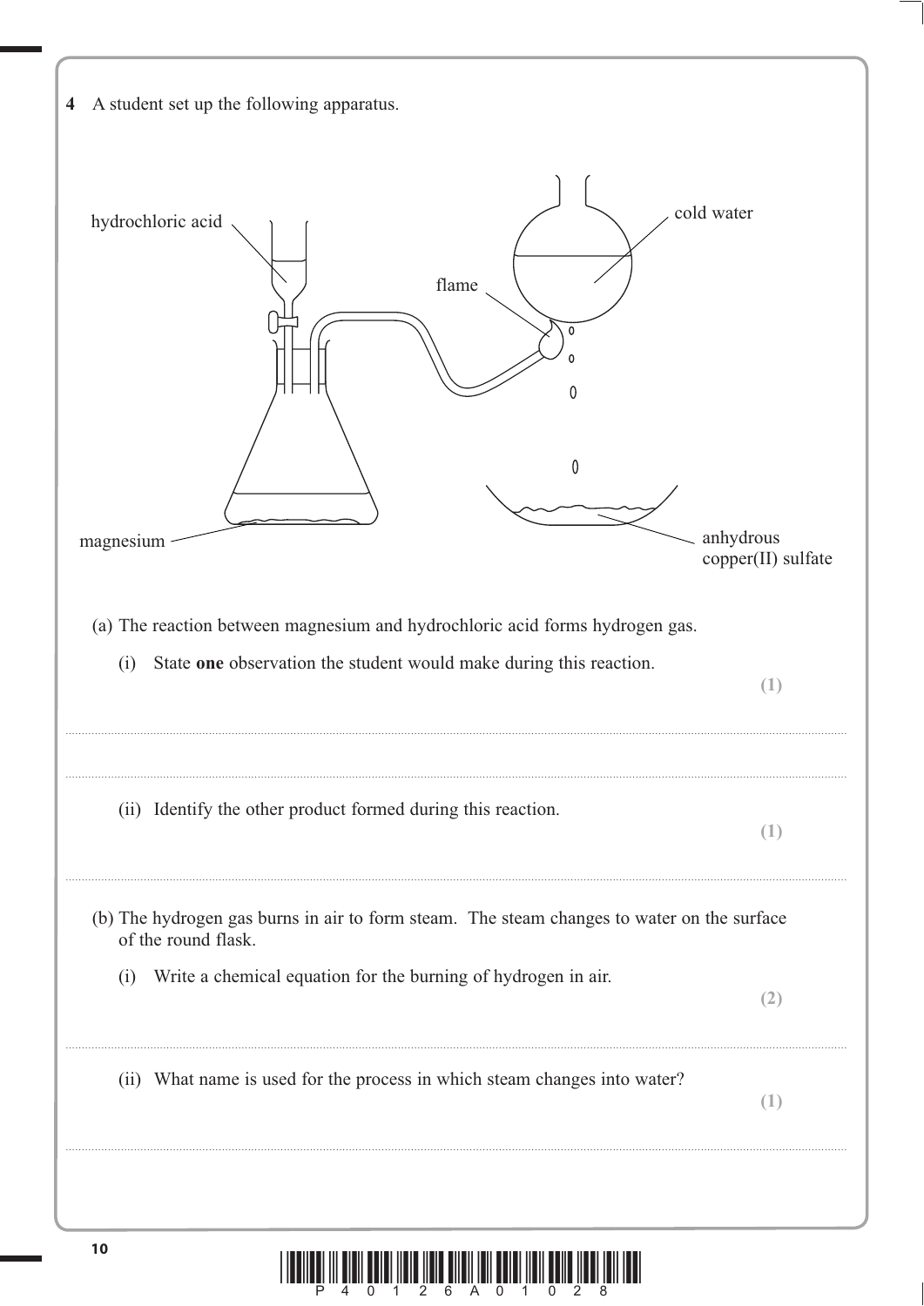**4** A student set up the following apparatus.

hydrochloric acid

cold water

flame

magnesium

anhydrous copper(II) sulfate

(a) The reaction between magnesium and hydrochloric acid forms hydrogen gas.

(i) State **one** observation the student would make during this reaction. **(1)**

.................................................................................................................................................

.................................................................................................................................................

(ii) Identify the other product formed during this reaction. **(1)**

.................................................................................................................................................

(b) The hydrogen gas burns in air to form steam. The steam changes to water on the surface of the round flask.

(i) Write a chemical equation for the burning of hydrogen in air. **(2)**

.................................................................................................................................................

(ii) What name is used for the process in which steam changes into water? **(1)**

.................................................................................................................................................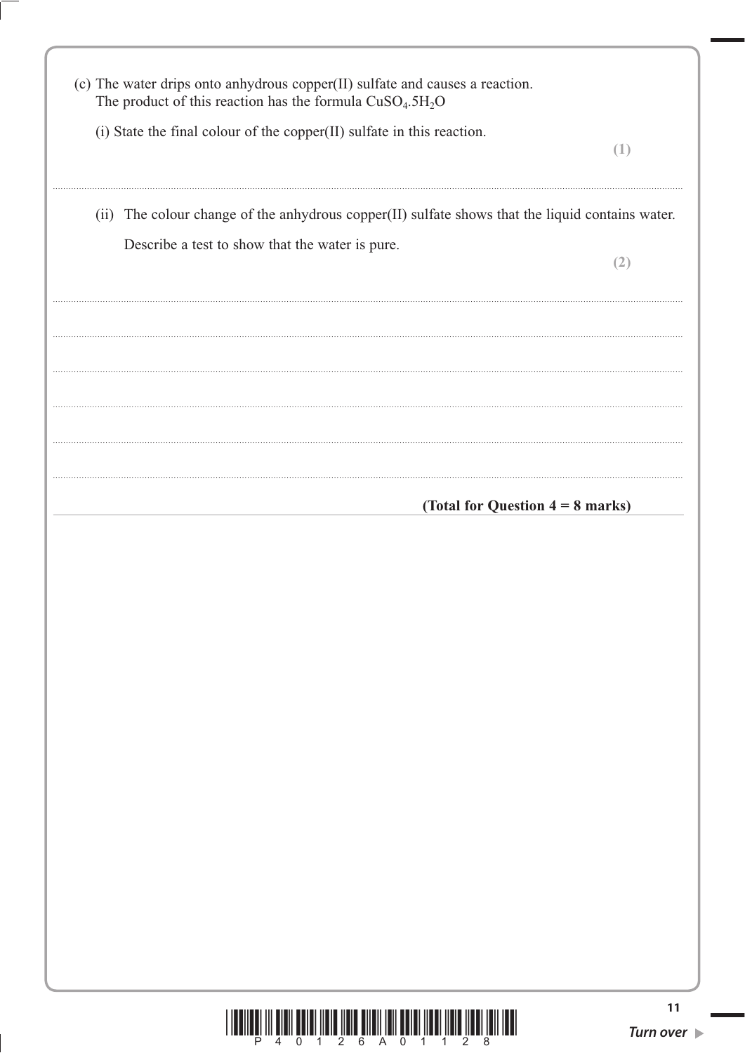(c) The water drips onto anhydrous copper(II) sulfate and causes a reaction. The product of this reaction has the formula $CuSO_4.5H_2O$

(i) State the final colour of the copper(II) sulfate in this reaction.
**(1)**

..............................................................................................................................................

(ii) The colour change of the anhydrous copper(II) sulfate shows that the liquid contains water.

Describe a test to show that the water is pure.
**(2)**

..............................................................................................................................................

..............................................................................................................................................

..............................................................................................................................................

..............................................................................................................................................

..............................................................................................................................................

**(Total for Question 4 = 8 marks)**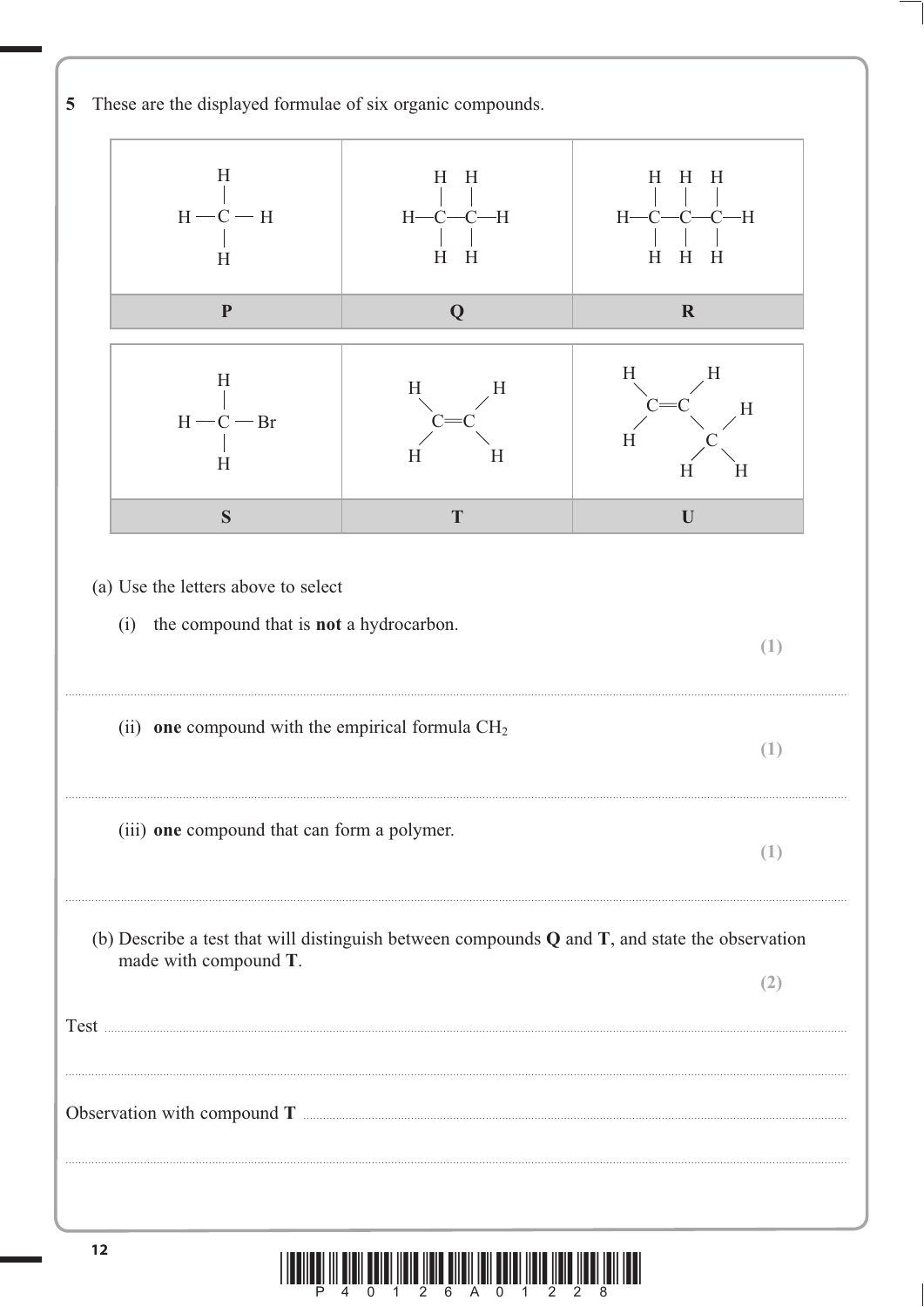**5** These are the displayed formulae of six organic compounds.

| P | Q | R |
|---|---|---|
| $CH_4$ (H—C—H with H above and below) | H—C—C—H with H above and below each C | H—C—C—C—H with H above and below each C |

| S | T | U |
|---|---|---|
| H—C—Br with H above and below | H₂C=CH₂ (C=C with two H on each C) | C=C with H, H on first C; H on second C bonded to C with H, H, H |

(a) Use the letters above to select

(i) the compound that is **not** a hydrocarbon. **(1)**

..............................................................................................................................................

(ii) **one** compound with the empirical formula $CH_2$ **(1)**

..............................................................................................................................................

(iii) **one** compound that can form a polymer. **(1)**

..............................................................................................................................................

(b) Describe a test that will distinguish between compounds **Q** and **T**, and state the observation made with compound **T**. **(2)**

Test ..............................................................................................................................................

..............................................................................................................................................

Observation with compound **T** ..............................................................................................................................................

..............................................................................................................................................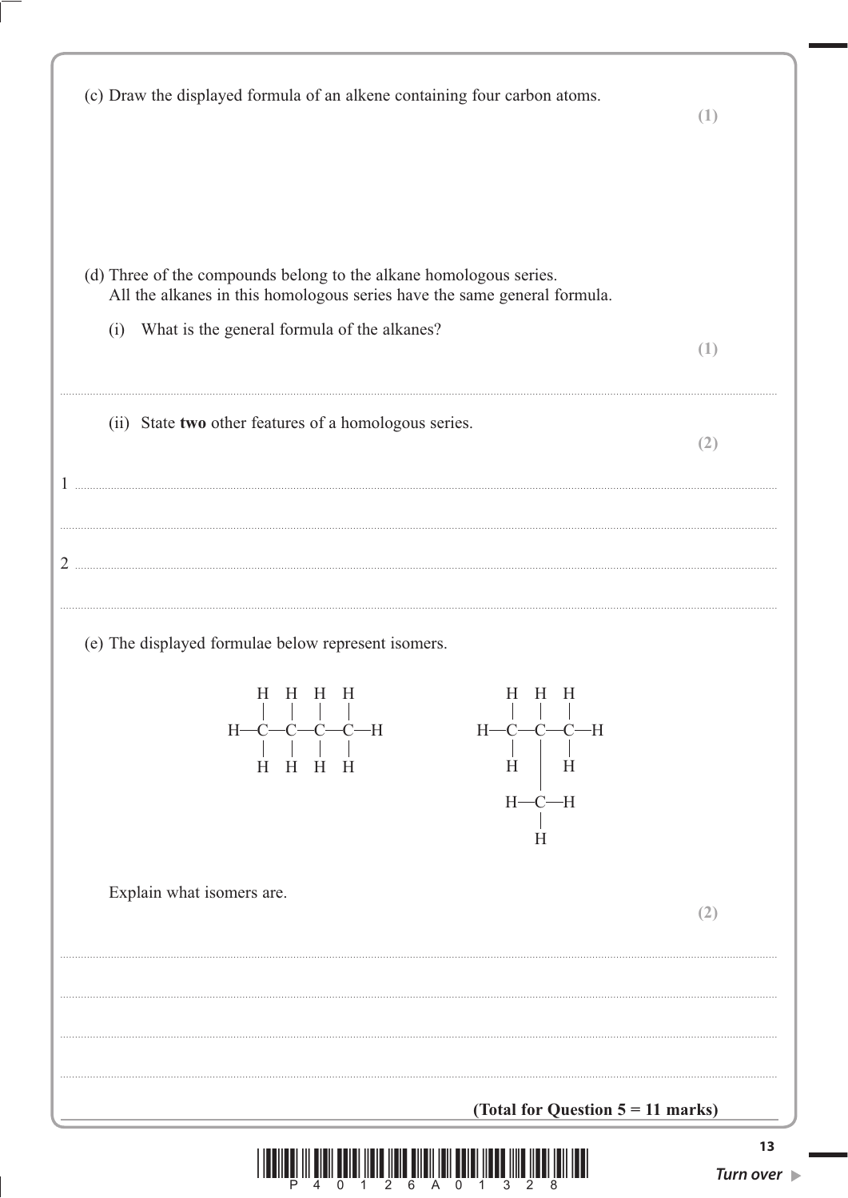(c) Draw the displayed formula of an alkene containing four carbon atoms.

**(1)**

(d) Three of the compounds belong to the alkane homologous series.
All the alkanes in this homologous series have the same general formula.

(i) What is the general formula of the alkanes?

**(1)**

..............................................................................................................................................

(ii) State **two** other features of a homologous series.

**(2)**

1 ..............................................................................................................................................

..............................................................................................................................................

2 ..............................................................................................................................................

..............................................................................................................................................

(e) The displayed formulae below represent isomers.

```
     H   H   H   H                 H   H   H
     |   |   |   |                 |   |   |
 H — C — C — C — C — H         H — C — C — C — H
     |   |   |   |                 |   |   |
     H   H   H   H                 H   |   H
                                       |
                                   H — C — H
                                       |
                                       H
```

Explain what isomers are.

**(2)**

..............................................................................................................................................

..............................................................................................................................................

..............................................................................................................................................

..............................................................................................................................................

**(Total for Question 5 = 11 marks)**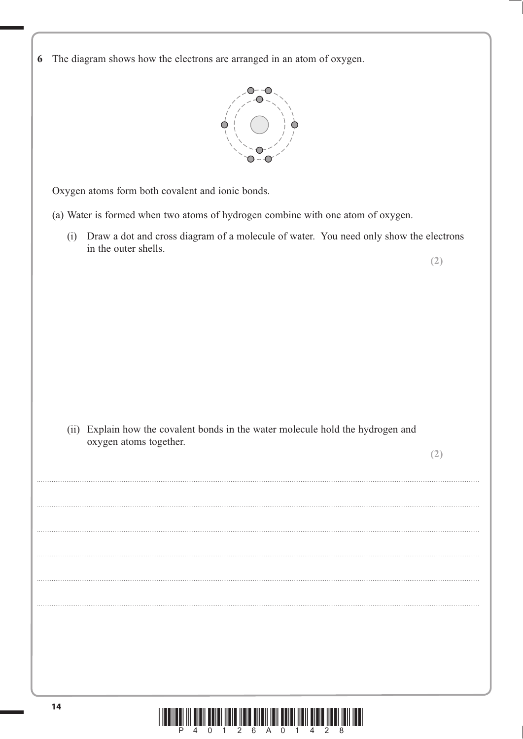**6** The diagram shows how the electrons are arranged in an atom of oxygen.

Oxygen atoms form both covalent and ionic bonds.

(a) Water is formed when two atoms of hydrogen combine with one atom of oxygen.

(i) Draw a dot and cross diagram of a molecule of water. You need only show the electrons in the outer shells.

**(2)**

(ii) Explain how the covalent bonds in the water molecule hold the hydrogen and oxygen atoms together.

**(2)**

..........................................................................................................................................

..........................................................................................................................................

..........................................................................................................................................

..........................................................................................................................................

..........................................................................................................................................

..........................................................................................................................................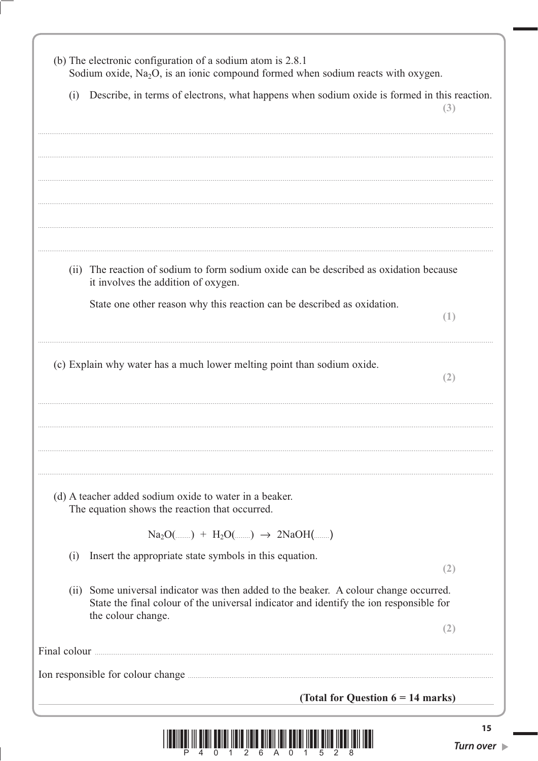(b) The electronic configuration of a sodium atom is 2.8.1
Sodium oxide, $Na_2O$, is an ionic compound formed when sodium reacts with oxygen.

(i) Describe, in terms of electrons, what happens when sodium oxide is formed in this reaction. **(3)**

..............................................................................................................................................

..............................................................................................................................................

..............................................................................................................................................

..............................................................................................................................................

..............................................................................................................................................

..............................................................................................................................................

(ii) The reaction of sodium to form sodium oxide can be described as oxidation because it involves the addition of oxygen.

State one other reason why this reaction can be described as oxidation. **(1)**

..............................................................................................................................................

(c) Explain why water has a much lower melting point than sodium oxide. **(2)**

..............................................................................................................................................

..............................................................................................................................................

..............................................................................................................................................

..............................................................................................................................................

(d) A teacher added sodium oxide to water in a beaker.
The equation shows the reaction that occurred.

$$Na_2O(\ldots\ldots) + H_2O(\ldots\ldots) \rightarrow 2NaOH(\ldots\ldots)$$

(i) Insert the appropriate state symbols in this equation. **(2)**

(ii) Some universal indicator was then added to the beaker. A colour change occurred. State the final colour of the universal indicator and identify the ion responsible for the colour change. **(2)**

Final colour ..............................................................................................................................

Ion responsible for colour change ........................................................................................

**(Total for Question 6 = 14 marks)**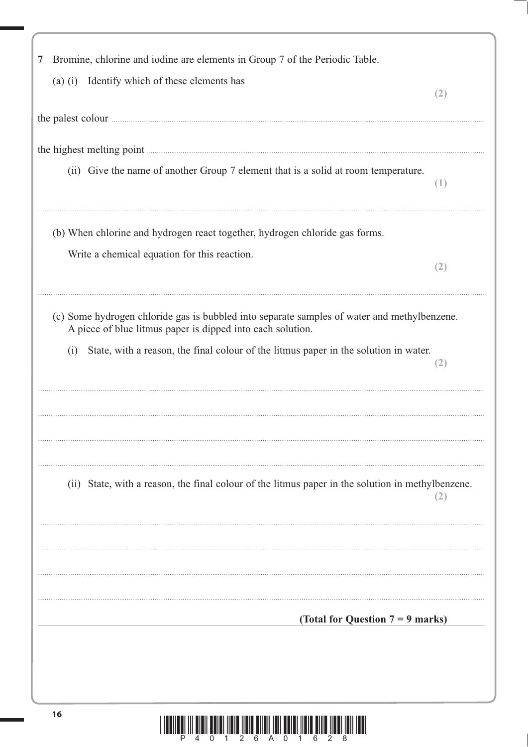**7** Bromine, chlorine and iodine are elements in Group 7 of the Periodic Table.

(a) (i) Identify which of these elements has **(2)**

the palest colour ..........................................................................................................

the highest melting point ..........................................................................................................

(ii) Give the name of another Group 7 element that is a solid at room temperature. **(1)**

..........................................................................................................

(b) When chlorine and hydrogen react together, hydrogen chloride gas forms.

Write a chemical equation for this reaction. **(2)**

..........................................................................................................

(c) Some hydrogen chloride gas is bubbled into separate samples of water and methylbenzene. A piece of blue litmus paper is dipped into each solution.

(i) State, with a reason, the final colour of the litmus paper in the solution in water. **(2)**

..........................................................................................................

..........................................................................................................

..........................................................................................................

..........................................................................................................

(ii) State, with a reason, the final colour of the litmus paper in the solution in methylbenzene. **(2)**

..........................................................................................................

..........................................................................................................

..........................................................................................................

..........................................................................................................

**(Total for Question 7 = 9 marks)**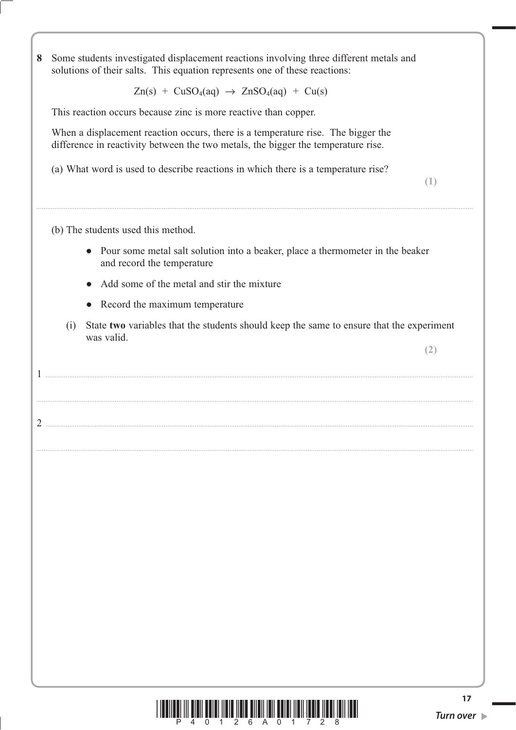**8** Some students investigated displacement reactions involving three different metals and solutions of their salts. This equation represents one of these reactions:

$$Zn(s) + CuSO_4(aq) \rightarrow ZnSO_4(aq) + Cu(s)$$

This reaction occurs because zinc is more reactive than copper.

When a displacement reaction occurs, there is a temperature rise. The bigger the difference in reactivity between the two metals, the bigger the temperature rise.

(a) What word is used to describe reactions in which there is a temperature rise?
**(1)**

..............................................................................................................................................

(b) The students used this method.

- Pour some metal salt solution into a beaker, place a thermometer in the beaker and record the temperature
- Add some of the metal and stir the mixture
- Record the maximum temperature

(i) State **two** variables that the students should keep the same to ensure that the experiment was valid.
**(2)**

1 ..............................................................................................................................................

..............................................................................................................................................

2 ..............................................................................................................................................

..............................................................................................................................................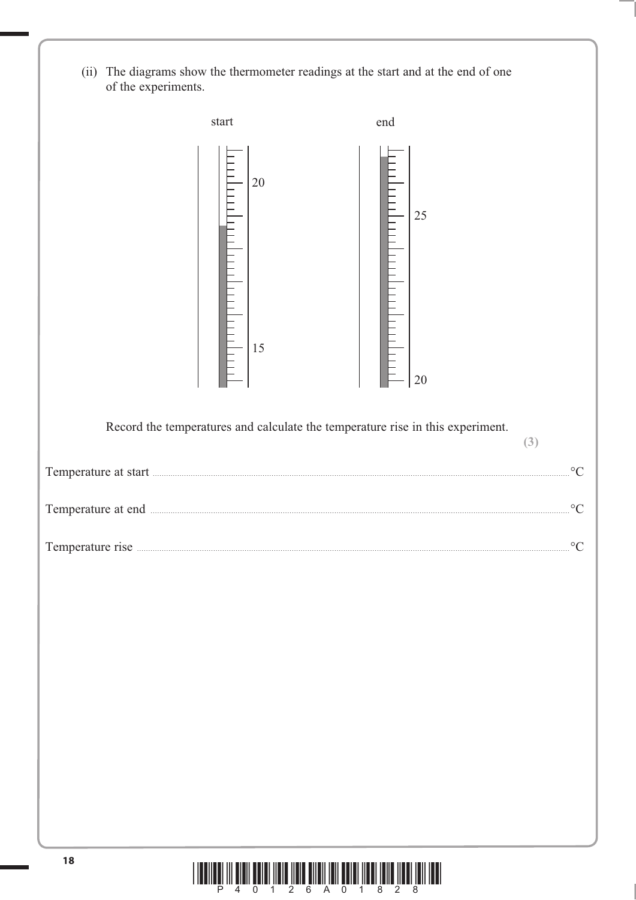(ii) The diagrams show the thermometer readings at the start and at the end of one of the experiments.

start

20

15

end

25

20

Record the temperatures and calculate the temperature rise in this experiment.

**(3)**

Temperature at start .............................................................................................................................. °C

Temperature at end ............................................................................................................................... °C

Temperature rise ................................................................................................................................... °C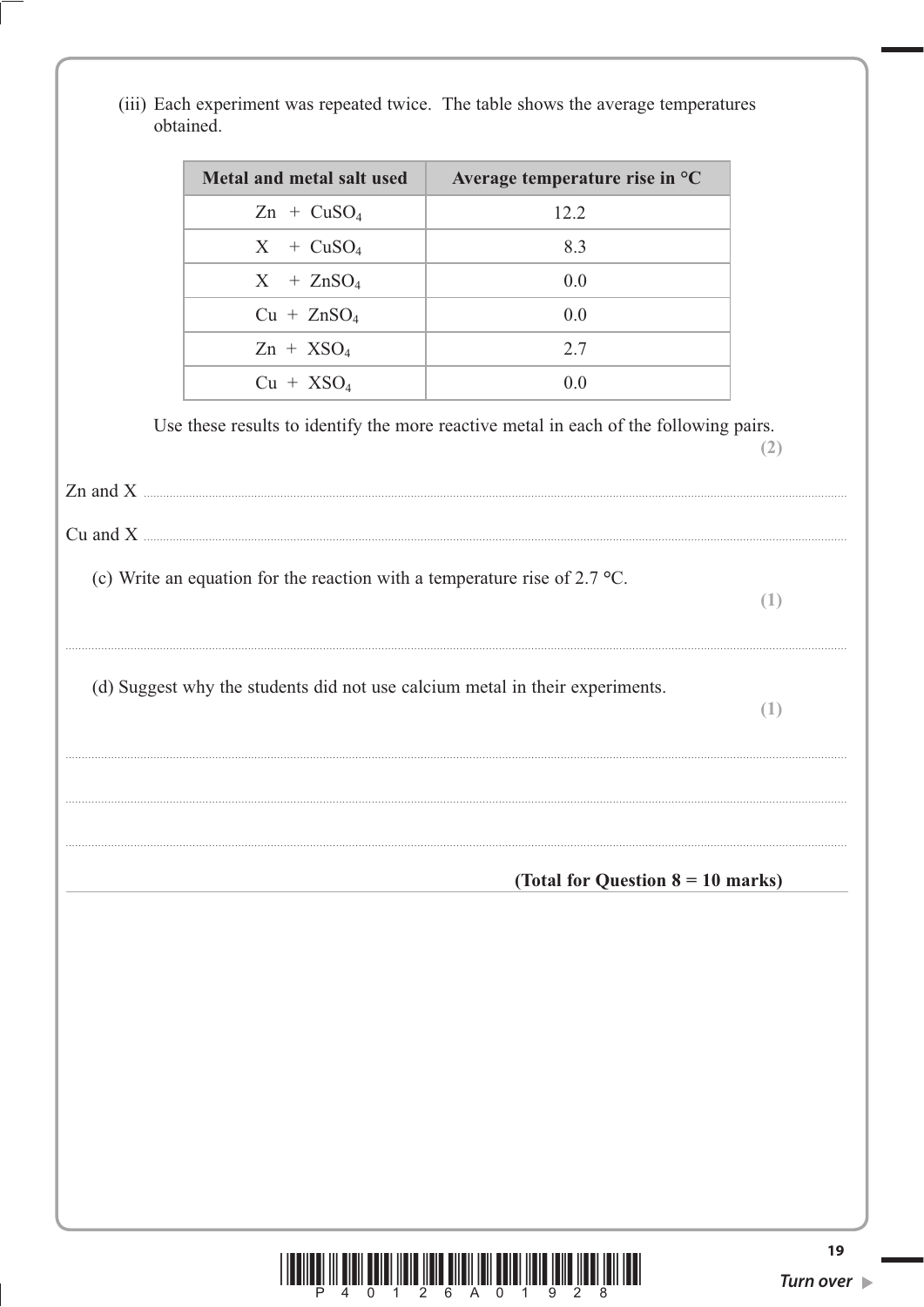(iii) Each experiment was repeated twice. The table shows the average temperatures obtained.

| Metal and metal salt used | Average temperature rise in °C |
| --- | --- |
| Zn + $CuSO_4$ | 12.2 |
| X + $CuSO_4$ | 8.3 |
| X + $ZnSO_4$ | 0.0 |
| Cu + $ZnSO_4$ | 0.0 |
| Zn + $XSO_4$ | 2.7 |
| Cu + $XSO_4$ | 0.0 |

Use these results to identify the more reactive metal in each of the following pairs. **(2)**

Zn and X ..............................................................................................................................................

Cu and X ..............................................................................................................................................

(c) Write an equation for the reaction with a temperature rise of 2.7 °C. **(1)**

..............................................................................................................................................................

(d) Suggest why the students did not use calcium metal in their experiments. **(1)**

..............................................................................................................................................................

..............................................................................................................................................................

..............................................................................................................................................................

**(Total for Question 8 = 10 marks)**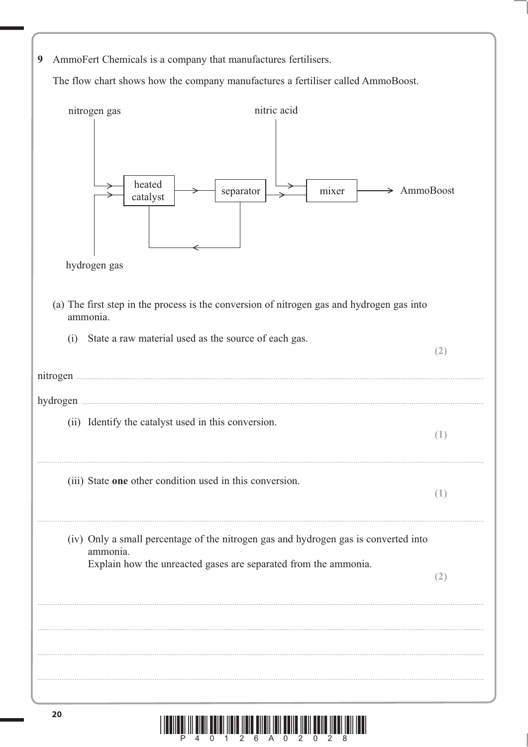**9** AmmoFert Chemicals is a company that manufactures fertilisers.

The flow chart shows how the company manufactures a fertiliser called AmmoBoost.

nitrogen gas → heated catalyst ← hydrogen gas

heated catalyst → separator → mixer → AmmoBoost

nitric acid → mixer

separator → (back to) heated catalyst

(a) The first step in the process is the conversion of nitrogen gas and hydrogen gas into ammonia.

(i) State a raw material used as the source of each gas. **(2)**

nitrogen ..............................................................................................................................................................

hydrogen ..............................................................................................................................................................

(ii) Identify the catalyst used in this conversion. **(1)**

..............................................................................................................................................................

(iii) State **one** other condition used in this conversion. **(1)**

..............................................................................................................................................................

(iv) Only a small percentage of the nitrogen gas and hydrogen gas is converted into ammonia.
Explain how the unreacted gases are separated from the ammonia. **(2)**

..............................................................................................................................................................

..............................................................................................................................................................

..............................................................................................................................................................

..............................................................................................................................................................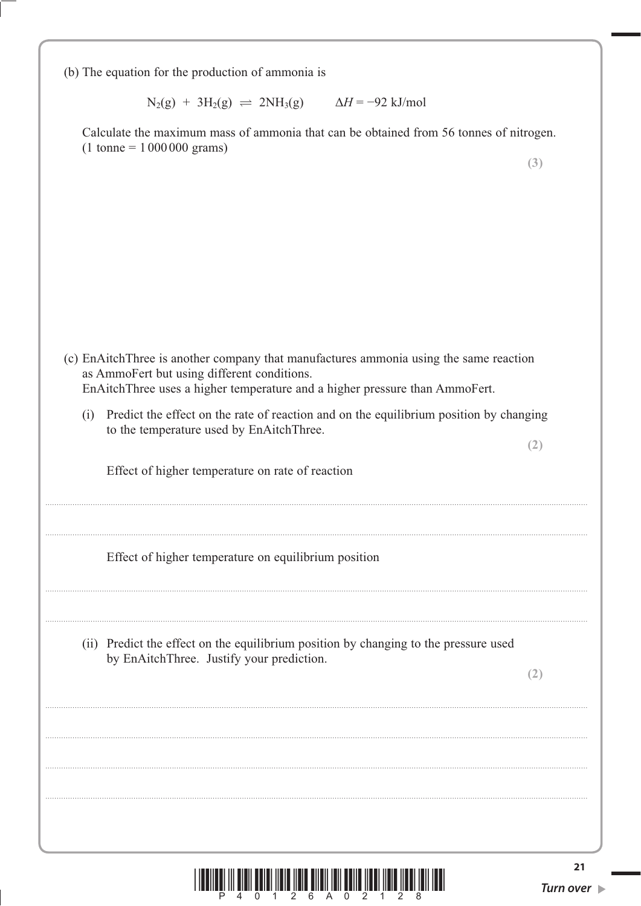(b) The equation for the production of ammonia is

$$N_2(g) + 3H_2(g) \rightleftharpoons 2NH_3(g) \qquad \Delta H = -92 \text{ kJ/mol}$$

Calculate the maximum mass of ammonia that can be obtained from 56 tonnes of nitrogen. (1 tonne = 1 000 000 grams)

**(3)**

(c) EnAitchThree is another company that manufactures ammonia using the same reaction as AmmoFert but using different conditions.
EnAitchThree uses a higher temperature and a higher pressure than AmmoFert.

(i) Predict the effect on the rate of reaction and on the equilibrium position by changing to the temperature used by EnAitchThree.

**(2)**

Effect of higher temperature on rate of reaction

..............................................................................................................................................

..............................................................................................................................................

Effect of higher temperature on equilibrium position

..............................................................................................................................................

..............................................................................................................................................

(ii) Predict the effect on the equilibrium position by changing to the pressure used by EnAitchThree. Justify your prediction.

**(2)**

..............................................................................................................................................

..............................................................................................................................................

..............................................................................................................................................

..............................................................................................................................................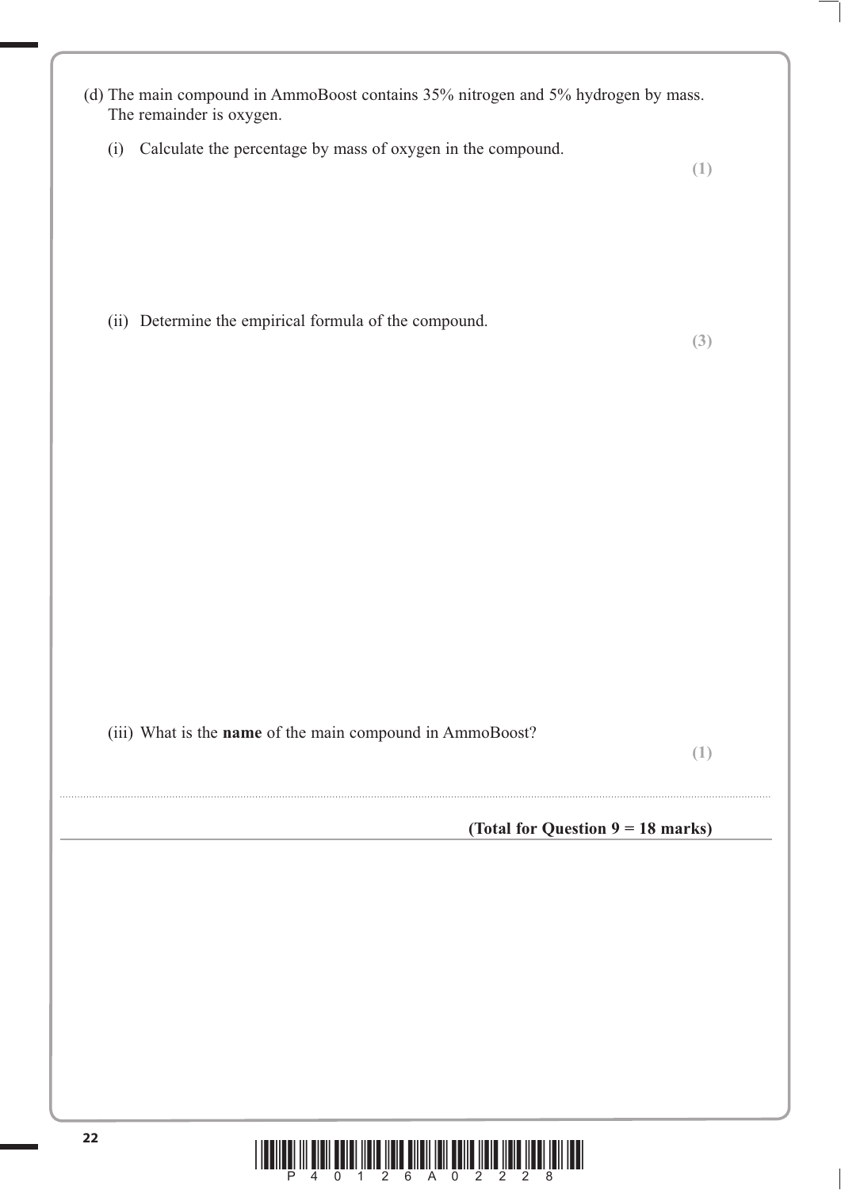(d) The main compound in AmmoBoost contains 35% nitrogen and 5% hydrogen by mass. The remainder is oxygen.

(i) Calculate the percentage by mass of oxygen in the compound.

**(1)**

(ii) Determine the empirical formula of the compound.

**(3)**

(iii) What is the **name** of the main compound in AmmoBoost?

**(1)**

..........................................................................................................................................................................................................

**(Total for Question 9 = 18 marks)**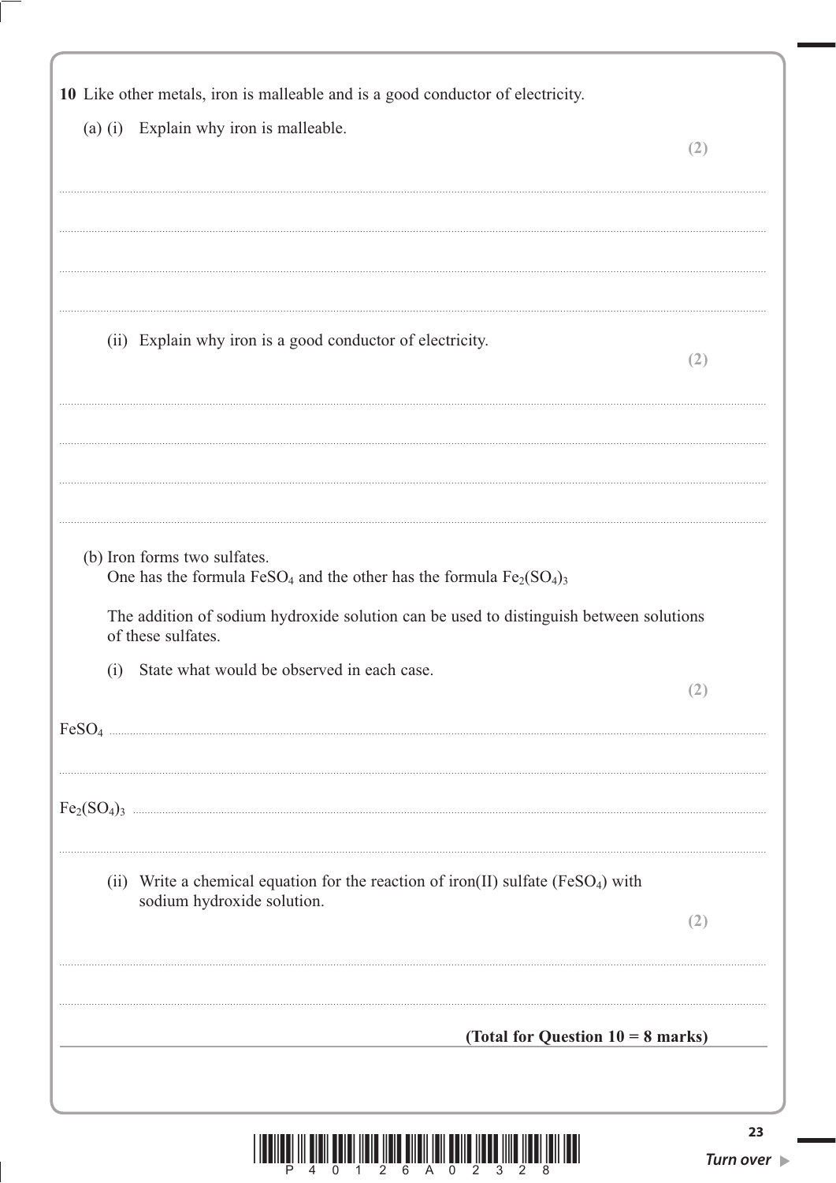**10** Like other metals, iron is malleable and is a good conductor of electricity.

(a) (i) Explain why iron is malleable.

**(2)**

..........................................................................................................................................

..........................................................................................................................................

..........................................................................................................................................

..........................................................................................................................................

(ii) Explain why iron is a good conductor of electricity.

**(2)**

..........................................................................................................................................

..........................................................................................................................................

..........................................................................................................................................

..........................................................................................................................................

(b) Iron forms two sulfates.
One has the formula $FeSO_4$ and the other has the formula $Fe_2(SO_4)_3$

The addition of sodium hydroxide solution can be used to distinguish between solutions of these sulfates.

(i) State what would be observed in each case.

**(2)**

$FeSO_4$ ..........................................................................................................................................

..........................................................................................................................................

$Fe_2(SO_4)_3$ ..........................................................................................................................................

..........................................................................................................................................

(ii) Write a chemical equation for the reaction of iron(II) sulfate ($FeSO_4$) with sodium hydroxide solution.

**(2)**

..........................................................................................................................................

..........................................................................................................................................

**(Total for Question 10 = 8 marks)**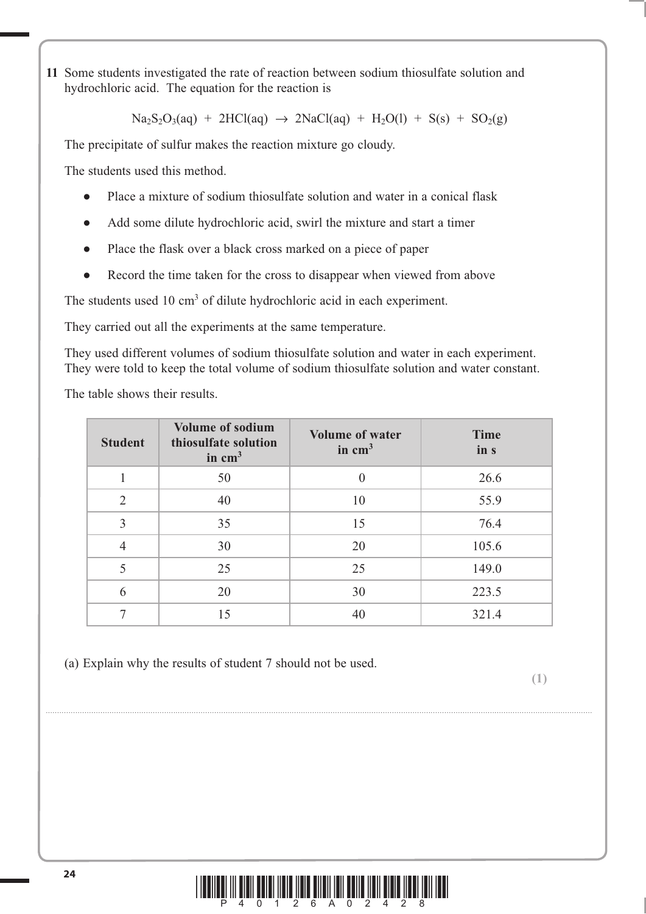**11** Some students investigated the rate of reaction between sodium thiosulfate solution and hydrochloric acid. The equation for the reaction is

$$Na_2S_2O_3(aq) + 2HCl(aq) \rightarrow 2NaCl(aq) + H_2O(l) + S(s) + SO_2(g)$$

The precipitate of sulfur makes the reaction mixture go cloudy.

The students used this method.

- Place a mixture of sodium thiosulfate solution and water in a conical flask
- Add some dilute hydrochloric acid, swirl the mixture and start a timer
- Place the flask over a black cross marked on a piece of paper
- Record the time taken for the cross to disappear when viewed from above

The students used 10 $cm^3$ of dilute hydrochloric acid in each experiment.

They carried out all the experiments at the same temperature.

They used different volumes of sodium thiosulfate solution and water in each experiment. They were told to keep the total volume of sodium thiosulfate solution and water constant.

The table shows their results.

| Student | Volume of sodium thiosulfate solution in $cm^3$ | Volume of water in $cm^3$ | Time in s |
|---|---|---|---|
| 1 | 50 | 0 | 26.6 |
| 2 | 40 | 10 | 55.9 |
| 3 | 35 | 15 | 76.4 |
| 4 | 30 | 20 | 105.6 |
| 5 | 25 | 25 | 149.0 |
| 6 | 20 | 30 | 223.5 |
| 7 | 15 | 40 | 321.4 |

(a) Explain why the results of student 7 should not be used.

**(1)**

....................................................................................................................................................................................................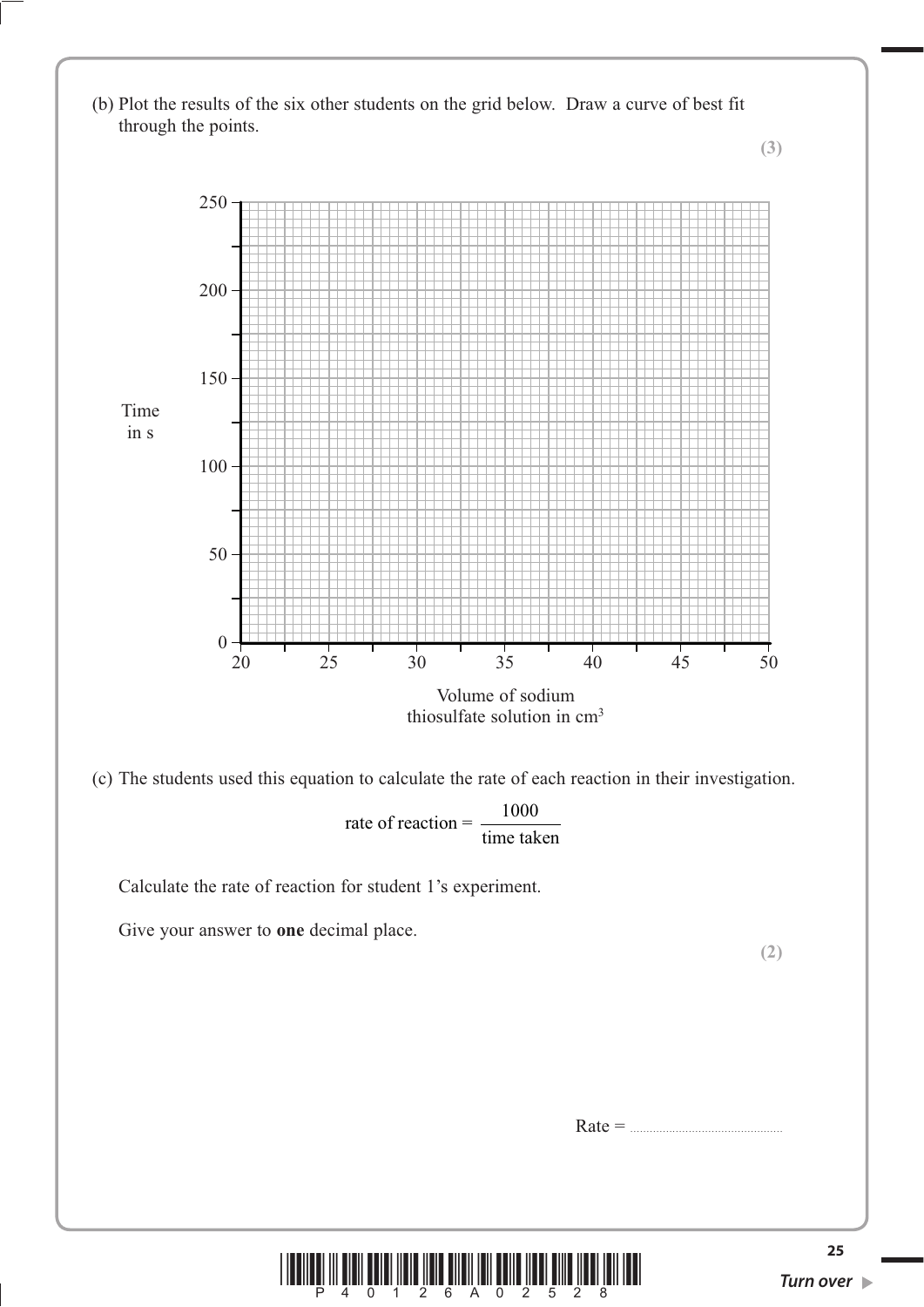(b) Plot the results of the six other students on the grid below. Draw a curve of best fit through the points.

**(3)**

Time in s

Volume of sodium thiosulfate solution in $cm^3$

(c) The students used this equation to calculate the rate of each reaction in their investigation.

$$\text{rate of reaction} = \frac{1000}{\text{time taken}}$$

Calculate the rate of reaction for student 1's experiment.

Give your answer to **one** decimal place.

**(2)**

Rate = ..............................................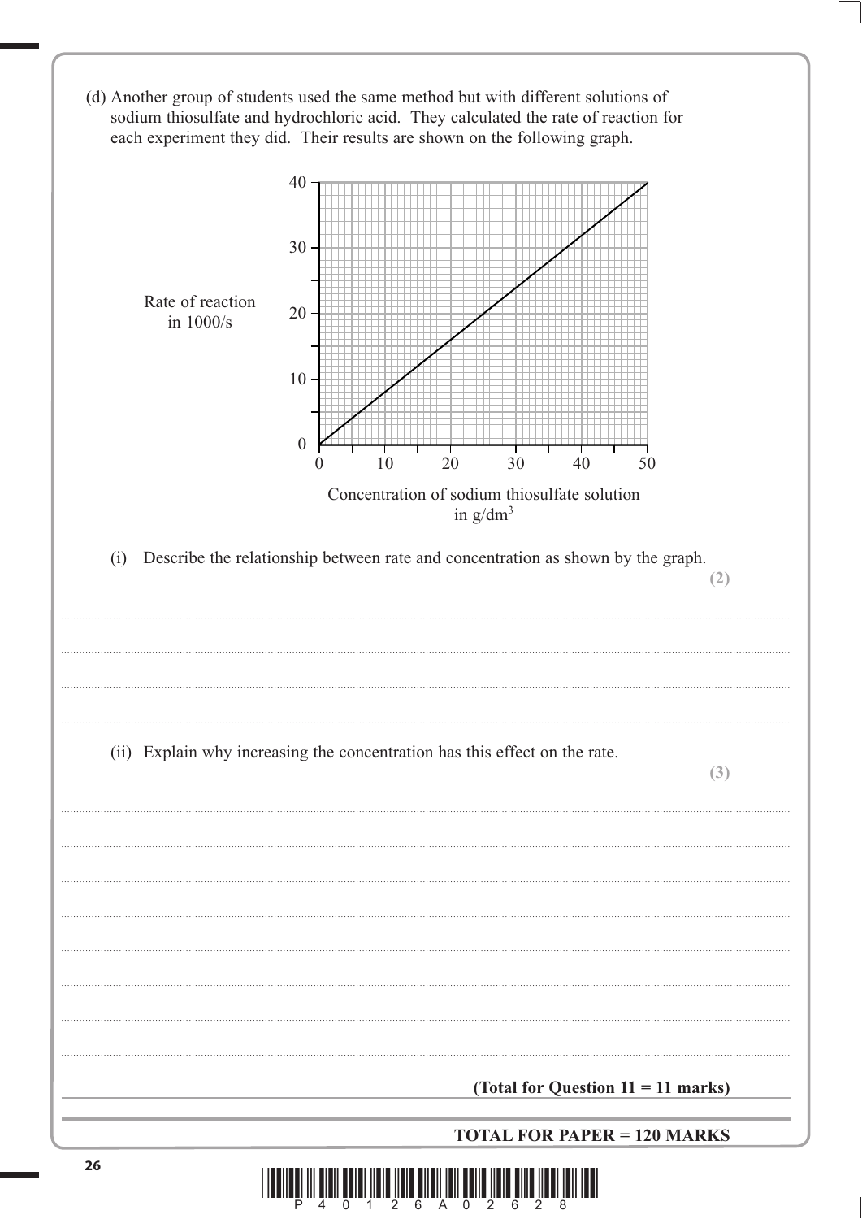(d) Another group of students used the same method but with different solutions of sodium thiosulfate and hydrochloric acid. They calculated the rate of reaction for each experiment they did. Their results are shown on the following graph.

Rate of reaction in 1000/s

Concentration of sodium thiosulfate solution in $g/dm^3$

(i) Describe the relationship between rate and concentration as shown by the graph. **(2)**

..........................................................................................................................................

..........................................................................................................................................

..........................................................................................................................................

..........................................................................................................................................

(ii) Explain why increasing the concentration has this effect on the rate. **(3)**

..........................................................................................................................................

..........................................................................................................................................

..........................................................................................................................................

..........................................................................................................................................

..........................................................................................................................................

..........................................................................................................................................

..........................................................................................................................................

..........................................................................................................................................

**(Total for Question 11 = 11 marks)**

**TOTAL FOR PAPER = 120 MARKS**